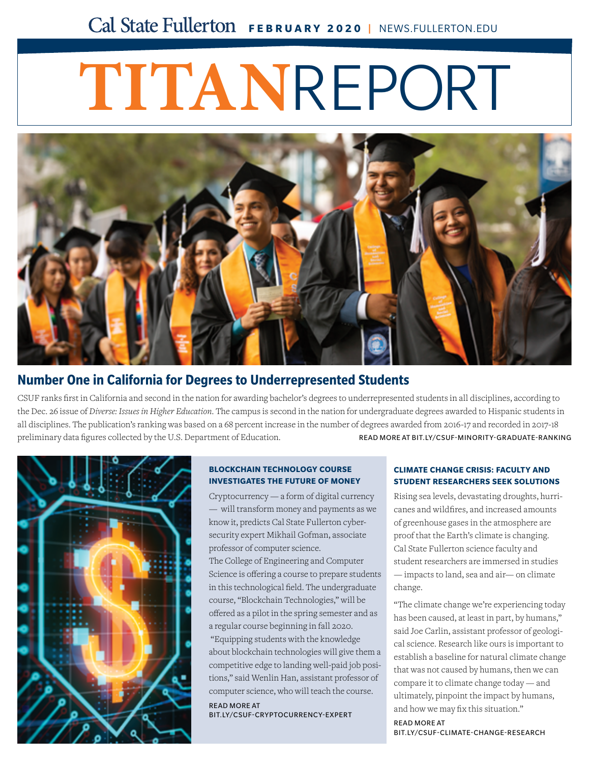Cal State Fullerton **FEBRUARY 2020** | NEWS.FULLERTON.EDU

# TITANREPORT

## Number One in California for Degrees to Underrepresented Students

CSUF ranks first in California and second in the nation for awarding bachelor's degrees to underrepresented students in all disciplines, according to the Dec. 26 issue of *Diverse: Issues in Higher Education*. The campus is second in the nation for undergraduate degrees awarded to Hispanic students in all disciplines. The publication's ranking was based on a 68 percent increase in the number of degrees awarded from 2016-17 and recorded in 2017-18 preliminary data figures collected by the U.S. Department of Education.

READ MORE AT BIT.LY/CSUF-MINORITY-GRADUATE-RANKING

### BLOCKCHAIN TECHNOLOGY COURSE INVESTIGATES THE FUTURE OF MONEY

Cryptocurrency — a form of digital currency — will transform money and payments as we know it, predicts Cal State Fullerton cybersecurity expert Mikhail Gofman, associate professor of computer science.

The College of Engineering and Computer Science is offering a course to prepare students in this technological field. The undergraduate course, "Blockchain Technologies," will be offered as a pilot in the spring semester and as a regular course beginning in fall 2020.

"Equipping students with the knowledge about blockchain technologies will give them a competitive edge to landing well-paid job positions," said Wenlin Han, assistant professor of computer science, who will teach the course.

READ MORE AT BIT.LY/CSUF-CRYPTOCURRENCY-EXPERT

### CLIMATE CHANGE CRISIS: FACULTY AND STUDENT RESEARCHERS SEEK SOLUTIONS

Rising sea levels, devastating droughts, hurricanes and wildfires, and increased amounts of greenhouse gases in the atmosphere are proof that the Earth's climate is changing. Cal State Fullerton science faculty and student researchers are immersed in studies — impacts to land, sea and air— on climate change.

"The climate change we're experiencing today has been caused, at least in part, by humans," said Joe Carlin, assistant professor of geological science. Research like ours is important to establish a baseline for natural climate change that was not caused by humans, then we can compare it to climate change today — and ultimately, pinpoint the impact by humans, and how we may fix this situation."

READ MORE AT BIT.LY/CSUF-CLIMATE-CHANGE-RESEARCH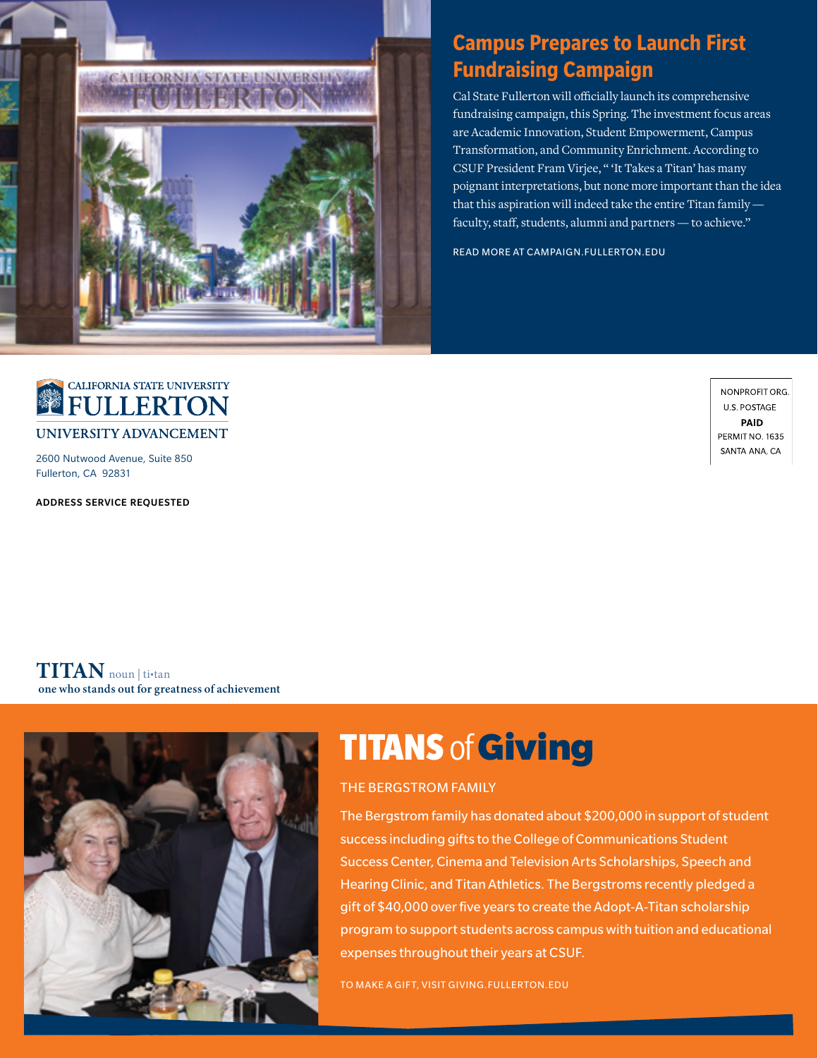## Campus Prepares to Launch First Fundraising Campaign

Cal State Fullerton will officially launch its comprehensive fundraising campaign, this Spring. The investment focus areas are Academic Innovation, Student Empowerment, Campus Transformation, and Community Enrichment. According to CSUF President Fram Virjee, " 'It Takes a Titan' has many poignant interpretations, but none more important than the idea that this aspiration will indeed take the entire Titan family — faculty, staff, students, alumni and partners — to achieve."

READ MORE AT CAMPAIGN.FULLERTON.EDU

CALIFORNIA STATE UNIVERSITY
FULLERTON
UNIVERSITY ADVANCEMENT

2600 Nutwood Avenue, Suite 850
Fullerton, CA 92831

**ADDRESS SERVICE REQUESTED**

NONPROFIT ORG.
U.S. POSTAGE
**PAID**
PERMIT NO. 1635
SANTA ANA, CA

**TITAN** noun | ti•tan
**one who stands out for greatness of achievement**

# TITANS of Giving

THE BERGSTROM FAMILY

The Bergstrom family has donated about $200,000 in support of student success including gifts to the College of Communications Student Success Center, Cinema and Television Arts Scholarships, Speech and Hearing Clinic, and Titan Athletics. The Bergstroms recently pledged a gift of $40,000 over five years to create the Adopt-A-Titan scholarship program to support students across campus with tuition and educational expenses throughout their years at CSUF.

TO MAKE A GIFT, VISIT GIVING.FULLERTON.EDU